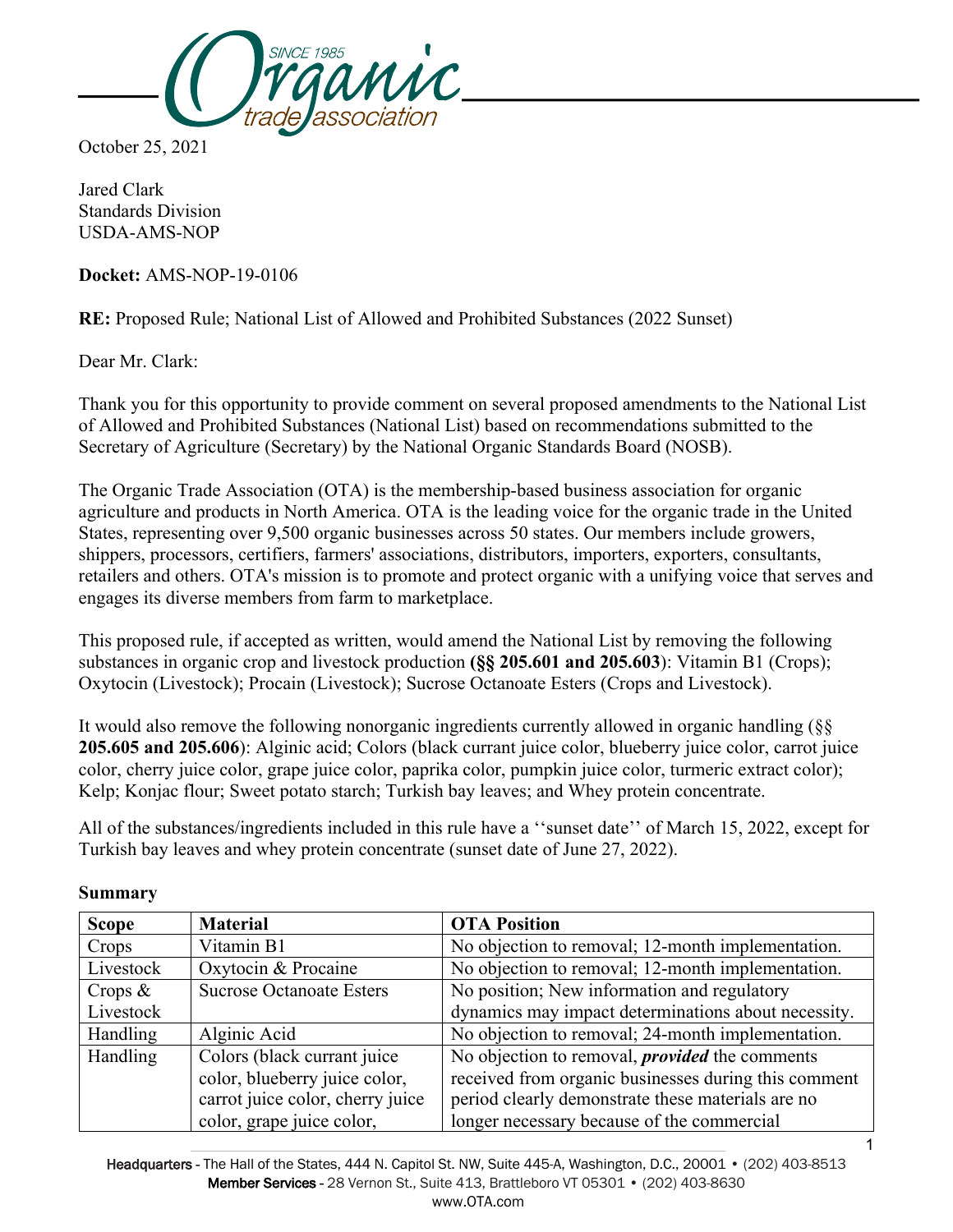October 25, 2021

Jared Clark
Standards Division
USDA-AMS-NOP

**Docket:** AMS-NOP-19-0106

**RE:** Proposed Rule; National List of Allowed and Prohibited Substances (2022 Sunset)

Dear Mr. Clark:

Thank you for this opportunity to provide comment on several proposed amendments to the National List of Allowed and Prohibited Substances (National List) based on recommendations submitted to the Secretary of Agriculture (Secretary) by the National Organic Standards Board (NOSB).

The Organic Trade Association (OTA) is the membership-based business association for organic agriculture and products in North America. OTA is the leading voice for the organic trade in the United States, representing over 9,500 organic businesses across 50 states. Our members include growers, shippers, processors, certifiers, farmers' associations, distributors, importers, exporters, consultants, retailers and others. OTA's mission is to promote and protect organic with a unifying voice that serves and engages its diverse members from farm to marketplace.

This proposed rule, if accepted as written, would amend the National List by removing the following substances in organic crop and livestock production **(§§ 205.601 and 205.603**): Vitamin B1 (Crops); Oxytocin (Livestock); Procain (Livestock); Sucrose Octanoate Esters (Crops and Livestock).

It would also remove the following nonorganic ingredients currently allowed in organic handling (§§ **205.605 and 205.606**): Alginic acid; Colors (black currant juice color, blueberry juice color, carrot juice color, cherry juice color, grape juice color, paprika color, pumpkin juice color, turmeric extract color); Kelp; Konjac flour; Sweet potato starch; Turkish bay leaves; and Whey protein concentrate.

All of the substances/ingredients included in this rule have a ''sunset date'' of March 15, 2022, except for Turkish bay leaves and whey protein concentrate (sunset date of June 27, 2022).

**Summary**

| Scope | Material | OTA Position |
|---|---|---|
| Crops | Vitamin B1 | No objection to removal; 12-month implementation. |
| Livestock | Oxytocin & Procaine | No objection to removal; 12-month implementation. |
| Crops & Livestock | Sucrose Octanoate Esters | No position; New information and regulatory dynamics may impact determinations about necessity. |
| Handling | Alginic Acid | No objection to removal; 24-month implementation. |
| Handling | Colors (black currant juice color, blueberry juice color, carrot juice color, cherry juice color, grape juice color, | No objection to removal, ***provided*** the comments received from organic businesses during this comment period clearly demonstrate these materials are no longer necessary because of the commercial |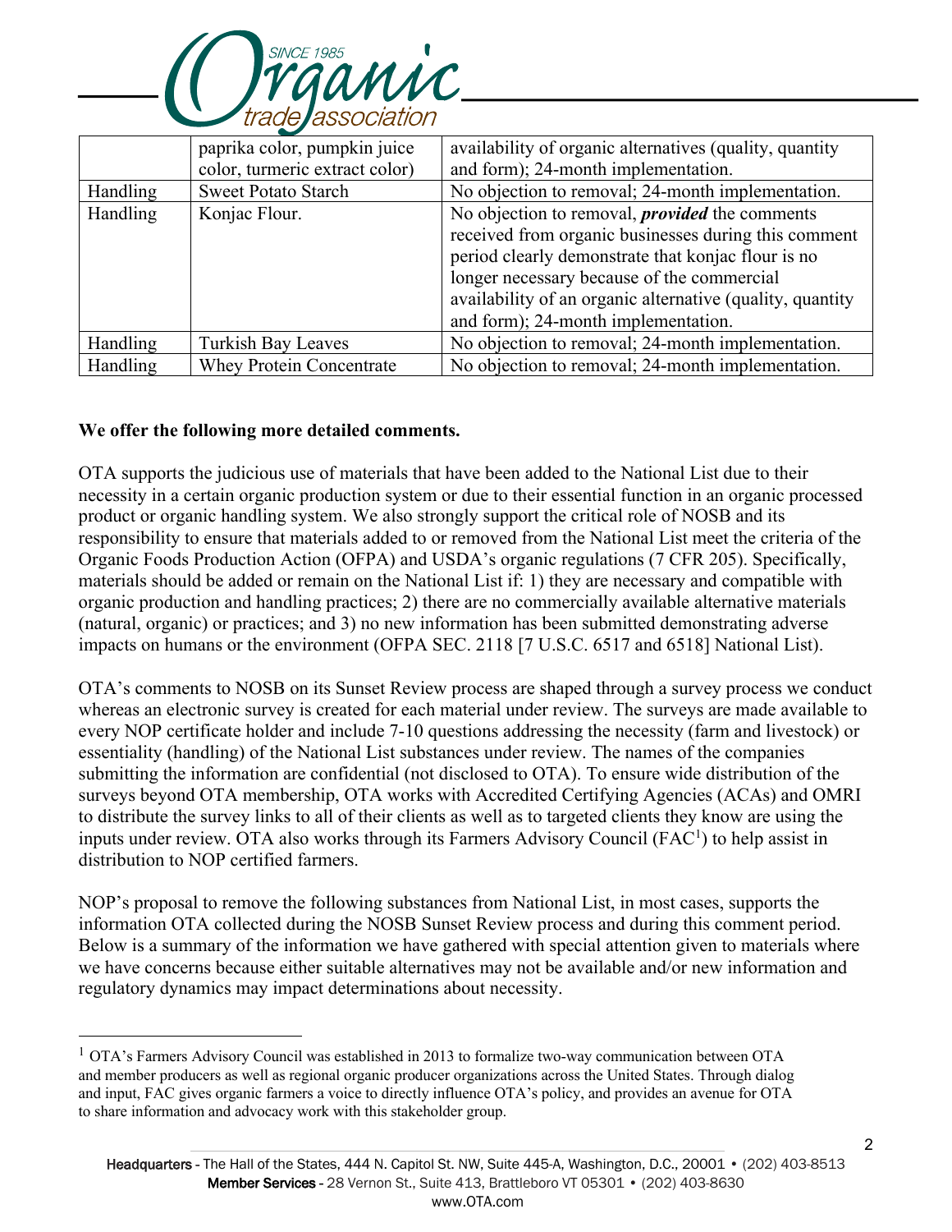| | | |
|---|---|---|
| | paprika color, pumpkin juice color, turmeric extract color) | availability of organic alternatives (quality, quantity and form); 24-month implementation. |
| Handling | Sweet Potato Starch | No objection to removal; 24-month implementation. |
| Handling | Konjac Flour. | No objection to removal, ***provided*** the comments received from organic businesses during this comment period clearly demonstrate that konjac flour is no longer necessary because of the commercial availability of an organic alternative (quality, quantity and form); 24-month implementation. |
| Handling | Turkish Bay Leaves | No objection to removal; 24-month implementation. |
| Handling | Whey Protein Concentrate | No objection to removal; 24-month implementation. |

**We offer the following more detailed comments.**

OTA supports the judicious use of materials that have been added to the National List due to their necessity in a certain organic production system or due to their essential function in an organic processed product or organic handling system. We also strongly support the critical role of NOSB and its responsibility to ensure that materials added to or removed from the National List meet the criteria of the Organic Foods Production Action (OFPA) and USDA's organic regulations (7 CFR 205). Specifically, materials should be added or remain on the National List if: 1) they are necessary and compatible with organic production and handling practices; 2) there are no commercially available alternative materials (natural, organic) or practices; and 3) no new information has been submitted demonstrating adverse impacts on humans or the environment (OFPA SEC. 2118 [7 U.S.C. 6517 and 6518] National List).

OTA's comments to NOSB on its Sunset Review process are shaped through a survey process we conduct whereas an electronic survey is created for each material under review. The surveys are made available to every NOP certificate holder and include 7-10 questions addressing the necessity (farm and livestock) or essentiality (handling) of the National List substances under review. The names of the companies submitting the information are confidential (not disclosed to OTA). To ensure wide distribution of the surveys beyond OTA membership, OTA works with Accredited Certifying Agencies (ACAs) and OMRI to distribute the survey links to all of their clients as well as to targeted clients they know are using the inputs under review. OTA also works through its Farmers Advisory Council (FAC[1]) to help assist in distribution to NOP certified farmers.

NOP's proposal to remove the following substances from National List, in most cases, supports the information OTA collected during the NOSB Sunset Review process and during this comment period. Below is a summary of the information we have gathered with special attention given to materials where we have concerns because either suitable alternatives may not be available and/or new information and regulatory dynamics may impact determinations about necessity.

[1] OTA's Farmers Advisory Council was established in 2013 to formalize two-way communication between OTA and member producers as well as regional organic producer organizations across the United States. Through dialog and input, FAC gives organic farmers a voice to directly influence OTA's policy, and provides an avenue for OTA to share information and advocacy work with this stakeholder group.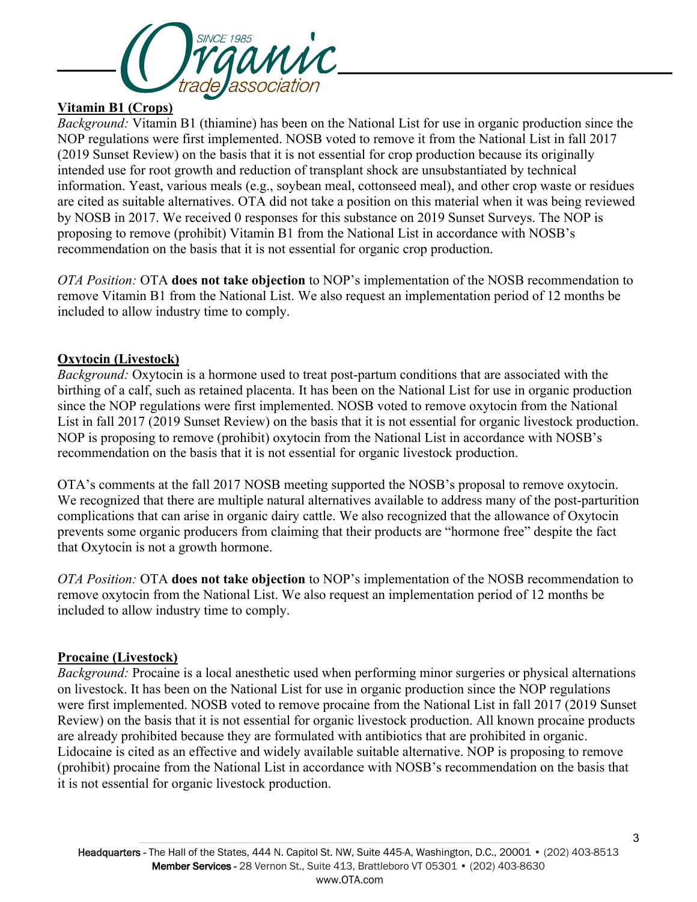**Vitamin B1 (Crops)**

*Background:* Vitamin B1 (thiamine) has been on the National List for use in organic production since the NOP regulations were first implemented. NOSB voted to remove it from the National List in fall 2017 (2019 Sunset Review) on the basis that it is not essential for crop production because its originally intended use for root growth and reduction of transplant shock are unsubstantiated by technical information. Yeast, various meals (e.g., soybean meal, cottonseed meal), and other crop waste or residues are cited as suitable alternatives. OTA did not take a position on this material when it was being reviewed by NOSB in 2017. We received 0 responses for this substance on 2019 Sunset Surveys. The NOP is proposing to remove (prohibit) Vitamin B1 from the National List in accordance with NOSB's recommendation on the basis that it is not essential for organic crop production.

*OTA Position:* OTA **does not take objection** to NOP's implementation of the NOSB recommendation to remove Vitamin B1 from the National List. We also request an implementation period of 12 months be included to allow industry time to comply.

**Oxytocin (Livestock)**

*Background:* Oxytocin is a hormone used to treat post-partum conditions that are associated with the birthing of a calf, such as retained placenta. It has been on the National List for use in organic production since the NOP regulations were first implemented. NOSB voted to remove oxytocin from the National List in fall 2017 (2019 Sunset Review) on the basis that it is not essential for organic livestock production. NOP is proposing to remove (prohibit) oxytocin from the National List in accordance with NOSB's recommendation on the basis that it is not essential for organic livestock production.

OTA's comments at the fall 2017 NOSB meeting supported the NOSB's proposal to remove oxytocin. We recognized that there are multiple natural alternatives available to address many of the post-parturition complications that can arise in organic dairy cattle. We also recognized that the allowance of Oxytocin prevents some organic producers from claiming that their products are "hormone free" despite the fact that Oxytocin is not a growth hormone.

*OTA Position:* OTA **does not take objection** to NOP's implementation of the NOSB recommendation to remove oxytocin from the National List. We also request an implementation period of 12 months be included to allow industry time to comply.

**Procaine (Livestock)**

*Background:* Procaine is a local anesthetic used when performing minor surgeries or physical alternations on livestock. It has been on the National List for use in organic production since the NOP regulations were first implemented. NOSB voted to remove procaine from the National List in fall 2017 (2019 Sunset Review) on the basis that it is not essential for organic livestock production. All known procaine products are already prohibited because they are formulated with antibiotics that are prohibited in organic. Lidocaine is cited as an effective and widely available suitable alternative. NOP is proposing to remove (prohibit) procaine from the National List in accordance with NOSB's recommendation on the basis that it is not essential for organic livestock production.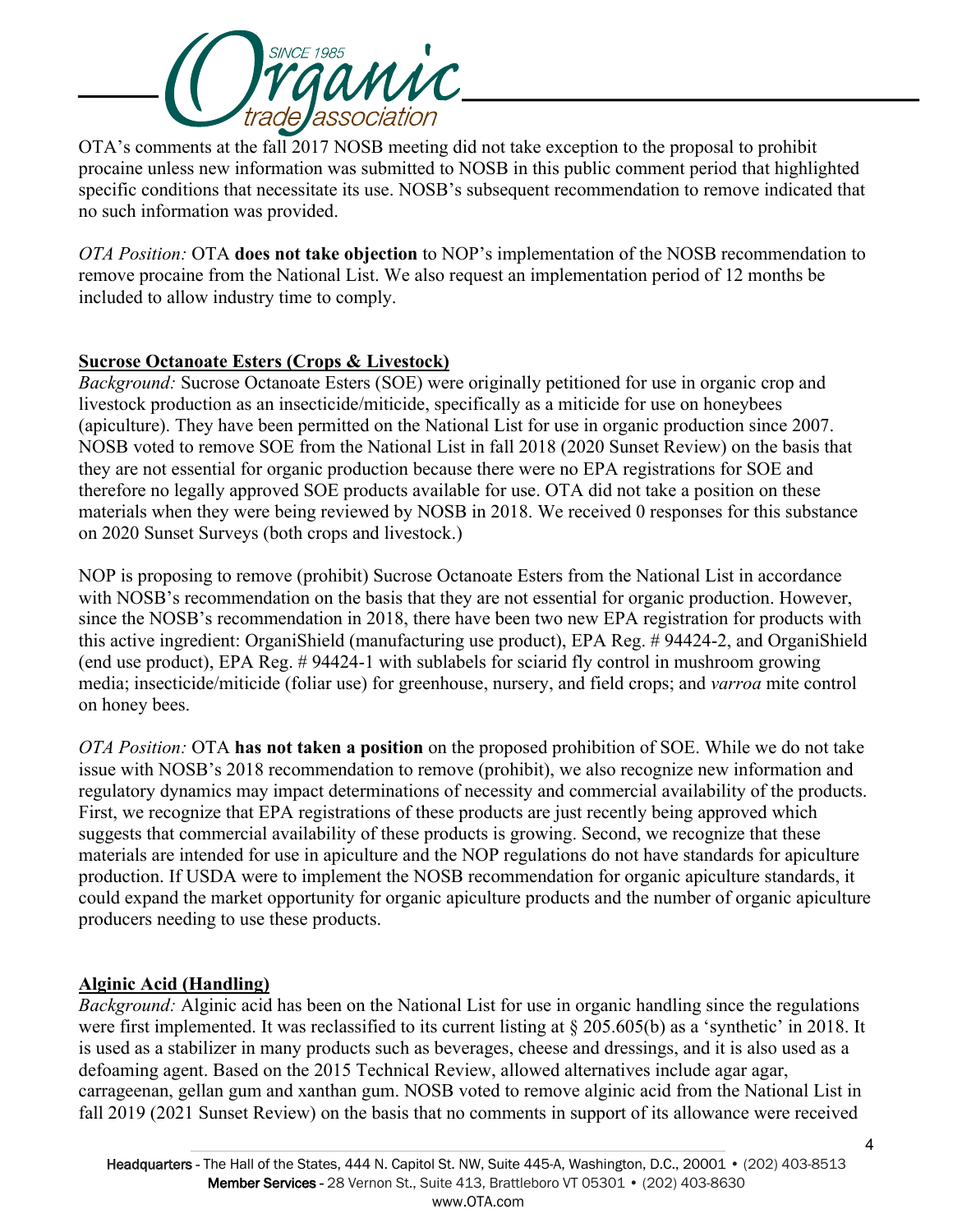OTA's comments at the fall 2017 NOSB meeting did not take exception to the proposal to prohibit procaine unless new information was submitted to NOSB in this public comment period that highlighted specific conditions that necessitate its use. NOSB's subsequent recommendation to remove indicated that no such information was provided.

*OTA Position:* OTA **does not take objection** to NOP's implementation of the NOSB recommendation to remove procaine from the National List. We also request an implementation period of 12 months be included to allow industry time to comply.

**Sucrose Octanoate Esters (Crops & Livestock)**

*Background:* Sucrose Octanoate Esters (SOE) were originally petitioned for use in organic crop and livestock production as an insecticide/miticide, specifically as a miticide for use on honeybees (apiculture). They have been permitted on the National List for use in organic production since 2007. NOSB voted to remove SOE from the National List in fall 2018 (2020 Sunset Review) on the basis that they are not essential for organic production because there were no EPA registrations for SOE and therefore no legally approved SOE products available for use. OTA did not take a position on these materials when they were being reviewed by NOSB in 2018. We received 0 responses for this substance on 2020 Sunset Surveys (both crops and livestock.)

NOP is proposing to remove (prohibit) Sucrose Octanoate Esters from the National List in accordance with NOSB's recommendation on the basis that they are not essential for organic production. However, since the NOSB's recommendation in 2018, there have been two new EPA registration for products with this active ingredient: OrganiShield (manufacturing use product), EPA Reg. # 94424-2, and OrganiShield (end use product), EPA Reg. # 94424-1 with sublabels for sciarid fly control in mushroom growing media; insecticide/miticide (foliar use) for greenhouse, nursery, and field crops; and *varroa* mite control on honey bees.

*OTA Position:* OTA **has not taken a position** on the proposed prohibition of SOE. While we do not take issue with NOSB's 2018 recommendation to remove (prohibit), we also recognize new information and regulatory dynamics may impact determinations of necessity and commercial availability of the products. First, we recognize that EPA registrations of these products are just recently being approved which suggests that commercial availability of these products is growing. Second, we recognize that these materials are intended for use in apiculture and the NOP regulations do not have standards for apiculture production. If USDA were to implement the NOSB recommendation for organic apiculture standards, it could expand the market opportunity for organic apiculture products and the number of organic apiculture producers needing to use these products.

**Alginic Acid (Handling)**

*Background:* Alginic acid has been on the National List for use in organic handling since the regulations were first implemented. It was reclassified to its current listing at § 205.605(b) as a 'synthetic' in 2018. It is used as a stabilizer in many products such as beverages, cheese and dressings, and it is also used as a defoaming agent. Based on the 2015 Technical Review, allowed alternatives include agar agar, carrageenan, gellan gum and xanthan gum. NOSB voted to remove alginic acid from the National List in fall 2019 (2021 Sunset Review) on the basis that no comments in support of its allowance were received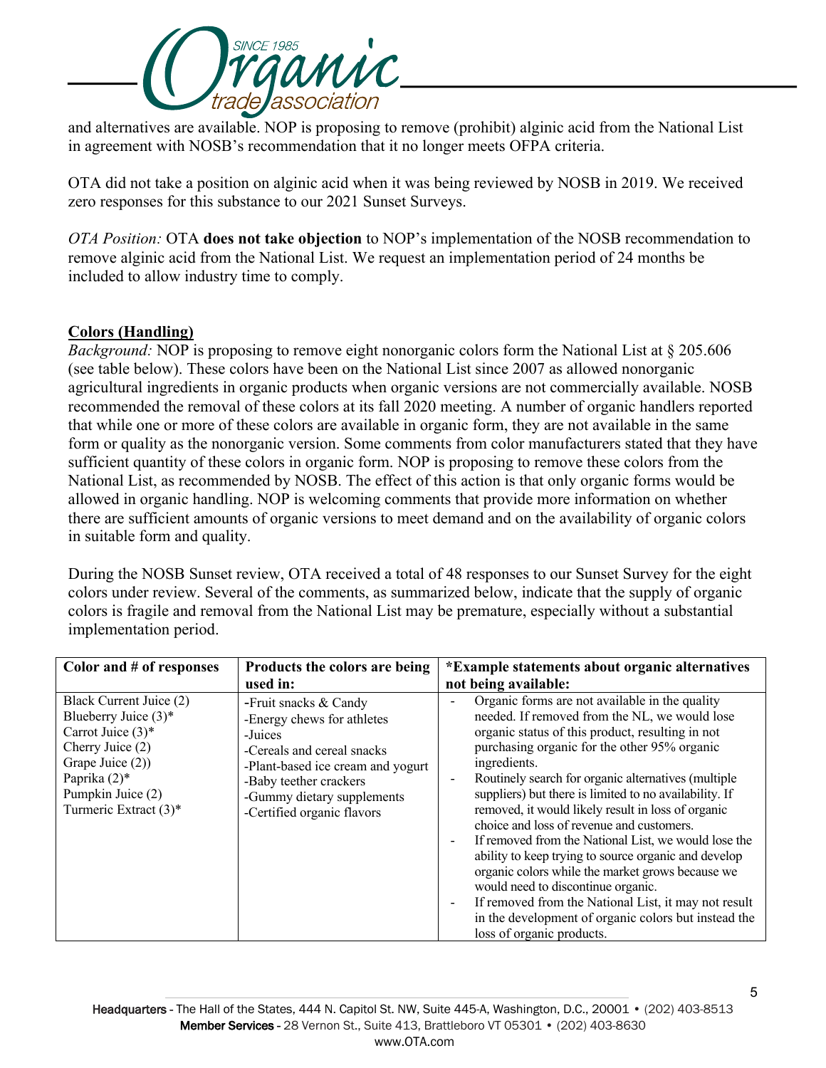and alternatives are available. NOP is proposing to remove (prohibit) alginic acid from the National List in agreement with NOSB's recommendation that it no longer meets OFPA criteria.

OTA did not take a position on alginic acid when it was being reviewed by NOSB in 2019. We received zero responses for this substance to our 2021 Sunset Surveys.

*OTA Position:* OTA **does not take objection** to NOP's implementation of the NOSB recommendation to remove alginic acid from the National List. We request an implementation period of 24 months be included to allow industry time to comply.

**Colors (Handling)**

*Background:* NOP is proposing to remove eight nonorganic colors form the National List at § 205.606 (see table below). These colors have been on the National List since 2007 as allowed nonorganic agricultural ingredients in organic products when organic versions are not commercially available. NOSB recommended the removal of these colors at its fall 2020 meeting. A number of organic handlers reported that while one or more of these colors are available in organic form, they are not available in the same form or quality as the nonorganic version. Some comments from color manufacturers stated that they have sufficient quantity of these colors in organic form. NOP is proposing to remove these colors from the National List, as recommended by NOSB. The effect of this action is that only organic forms would be allowed in organic handling. NOP is welcoming comments that provide more information on whether there are sufficient amounts of organic versions to meet demand and on the availability of organic colors in suitable form and quality.

During the NOSB Sunset review, OTA received a total of 48 responses to our Sunset Survey for the eight colors under review. Several of the comments, as summarized below, indicate that the supply of organic colors is fragile and removal from the National List may be premature, especially without a substantial implementation period.

| Color and # of responses | Products the colors are being used in: | *Example statements about organic alternatives not being available: |
|---|---|---|
| Black Current Juice (2)<br>Blueberry Juice (3)*<br>Carrot Juice (3)*<br>Cherry Juice (2)<br>Grape Juice (2))<br>Paprika (2)*<br>Pumpkin Juice (2)<br>Turmeric Extract (3)* | -Fruit snacks & Candy<br>-Energy chews for athletes<br>-Juices<br>-Cereals and cereal snacks<br>-Plant-based ice cream and yogurt<br>-Baby teether crackers<br>-Gummy dietary supplements<br>-Certified organic flavors | - Organic forms are not available in the quality needed. If removed from the NL, we would lose organic status of this product, resulting in not purchasing organic for the other 95% organic ingredients.<br>- Routinely search for organic alternatives (multiple suppliers) but there is limited to no availability. If removed, it would likely result in loss of organic choice and loss of revenue and customers.<br>- If removed from the National List, we would lose the ability to keep trying to source organic and develop organic colors while the market grows because we would need to discontinue organic.<br>- If removed from the National List, it may not result in the development of organic colors but instead the loss of organic products. |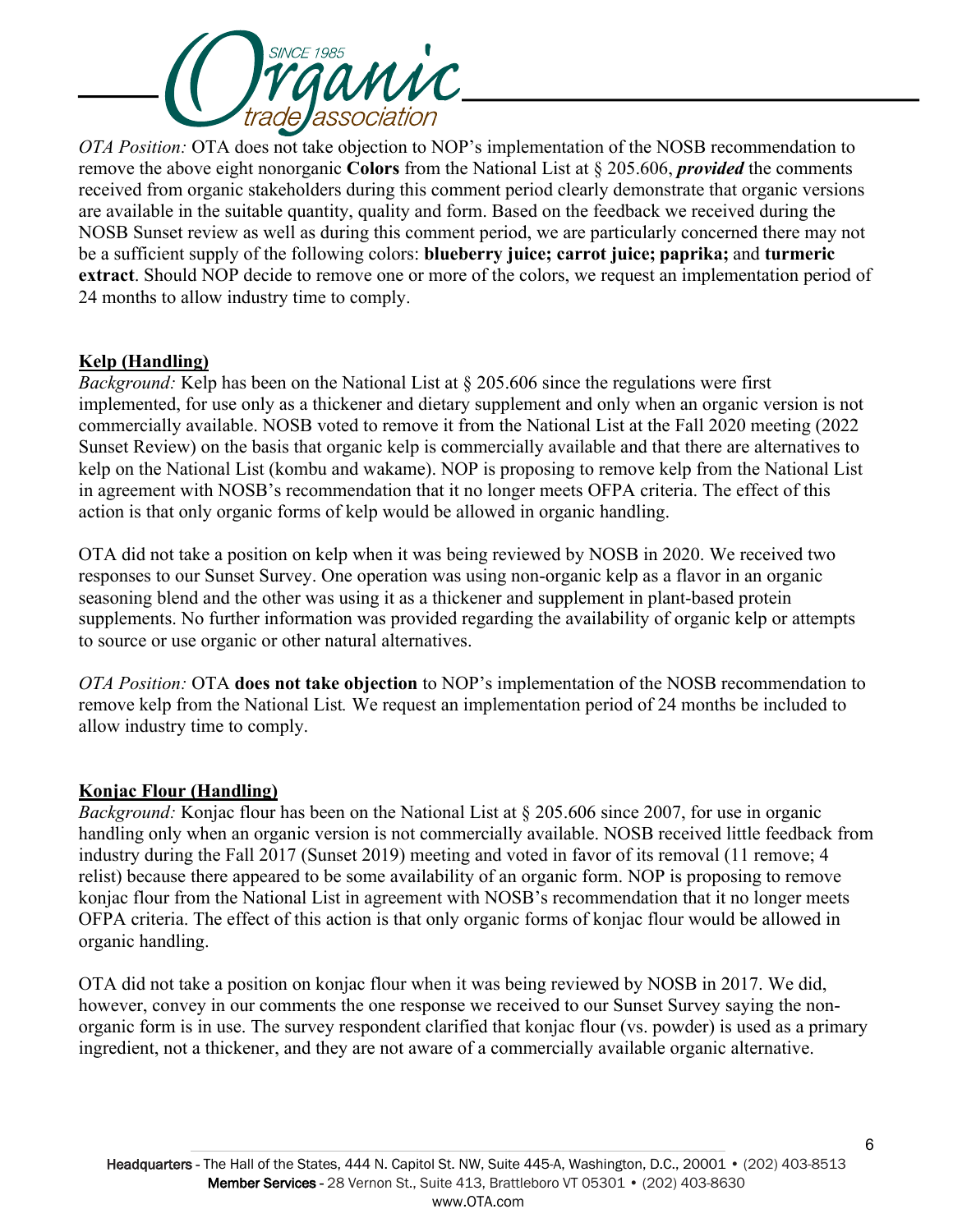*OTA Position:* OTA does not take objection to NOP's implementation of the NOSB recommendation to remove the above eight nonorganic **Colors** from the National List at § 205.606, ***provided*** the comments received from organic stakeholders during this comment period clearly demonstrate that organic versions are available in the suitable quantity, quality and form. Based on the feedback we received during the NOSB Sunset review as well as during this comment period, we are particularly concerned there may not be a sufficient supply of the following colors: **blueberry juice; carrot juice; paprika;** and **turmeric extract**. Should NOP decide to remove one or more of the colors, we request an implementation period of 24 months to allow industry time to comply.

**Kelp (Handling)**

*Background:* Kelp has been on the National List at § 205.606 since the regulations were first implemented, for use only as a thickener and dietary supplement and only when an organic version is not commercially available. NOSB voted to remove it from the National List at the Fall 2020 meeting (2022 Sunset Review) on the basis that organic kelp is commercially available and that there are alternatives to kelp on the National List (kombu and wakame). NOP is proposing to remove kelp from the National List in agreement with NOSB's recommendation that it no longer meets OFPA criteria. The effect of this action is that only organic forms of kelp would be allowed in organic handling.

OTA did not take a position on kelp when it was being reviewed by NOSB in 2020. We received two responses to our Sunset Survey. One operation was using non-organic kelp as a flavor in an organic seasoning blend and the other was using it as a thickener and supplement in plant-based protein supplements. No further information was provided regarding the availability of organic kelp or attempts to source or use organic or other natural alternatives.

*OTA Position:* OTA **does not take objection** to NOP's implementation of the NOSB recommendation to remove kelp from the National List*.* We request an implementation period of 24 months be included to allow industry time to comply.

**Konjac Flour (Handling)**

*Background:* Konjac flour has been on the National List at § 205.606 since 2007, for use in organic handling only when an organic version is not commercially available. NOSB received little feedback from industry during the Fall 2017 (Sunset 2019) meeting and voted in favor of its removal (11 remove; 4 relist) because there appeared to be some availability of an organic form. NOP is proposing to remove konjac flour from the National List in agreement with NOSB's recommendation that it no longer meets OFPA criteria. The effect of this action is that only organic forms of konjac flour would be allowed in organic handling.

OTA did not take a position on konjac flour when it was being reviewed by NOSB in 2017. We did, however, convey in our comments the one response we received to our Sunset Survey saying the non-organic form is in use. The survey respondent clarified that konjac flour (vs. powder) is used as a primary ingredient, not a thickener, and they are not aware of a commercially available organic alternative.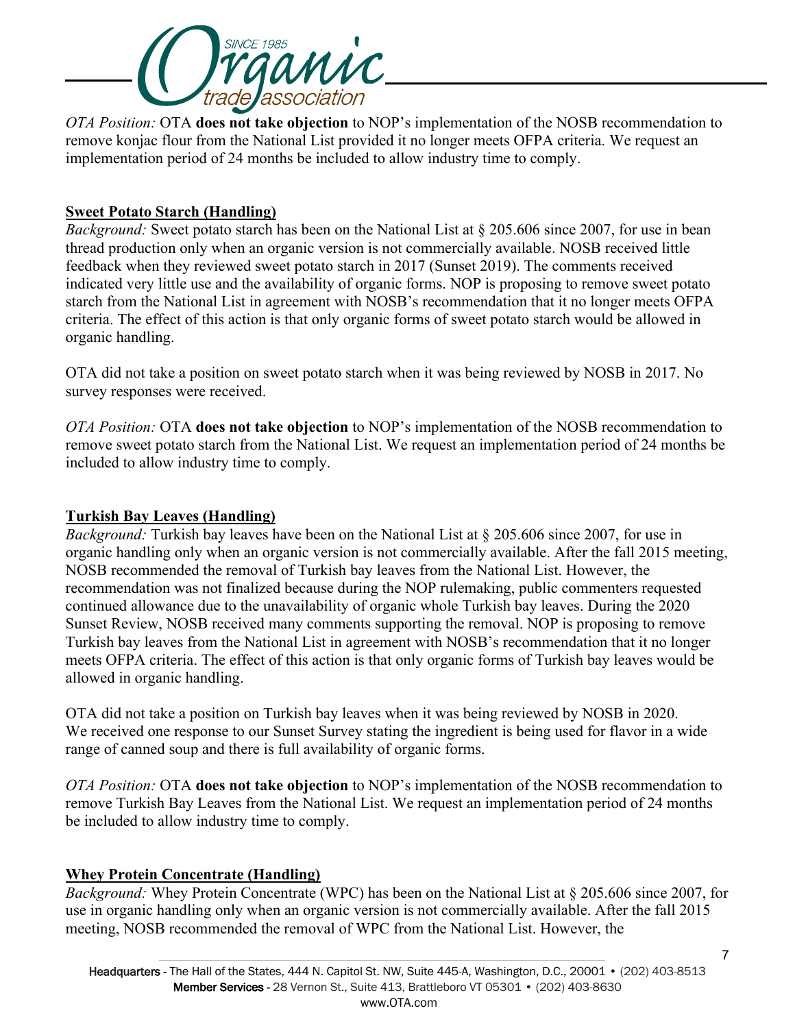*OTA Position:* OTA **does not take objection** to NOP's implementation of the NOSB recommendation to remove konjac flour from the National List provided it no longer meets OFPA criteria. We request an implementation period of 24 months be included to allow industry time to comply.

**Sweet Potato Starch (Handling)**

*Background:* Sweet potato starch has been on the National List at § 205.606 since 2007, for use in bean thread production only when an organic version is not commercially available. NOSB received little feedback when they reviewed sweet potato starch in 2017 (Sunset 2019). The comments received indicated very little use and the availability of organic forms. NOP is proposing to remove sweet potato starch from the National List in agreement with NOSB's recommendation that it no longer meets OFPA criteria. The effect of this action is that only organic forms of sweet potato starch would be allowed in organic handling.

OTA did not take a position on sweet potato starch when it was being reviewed by NOSB in 2017. No survey responses were received.

*OTA Position:* OTA **does not take objection** to NOP's implementation of the NOSB recommendation to remove sweet potato starch from the National List. We request an implementation period of 24 months be included to allow industry time to comply.

**Turkish Bay Leaves (Handling)**

*Background:* Turkish bay leaves have been on the National List at § 205.606 since 2007, for use in organic handling only when an organic version is not commercially available. After the fall 2015 meeting, NOSB recommended the removal of Turkish bay leaves from the National List. However, the recommendation was not finalized because during the NOP rulemaking, public commenters requested continued allowance due to the unavailability of organic whole Turkish bay leaves. During the 2020 Sunset Review, NOSB received many comments supporting the removal. NOP is proposing to remove Turkish bay leaves from the National List in agreement with NOSB's recommendation that it no longer meets OFPA criteria. The effect of this action is that only organic forms of Turkish bay leaves would be allowed in organic handling.

OTA did not take a position on Turkish bay leaves when it was being reviewed by NOSB in 2020. We received one response to our Sunset Survey stating the ingredient is being used for flavor in a wide range of canned soup and there is full availability of organic forms.

*OTA Position:* OTA **does not take objection** to NOP's implementation of the NOSB recommendation to remove Turkish Bay Leaves from the National List. We request an implementation period of 24 months be included to allow industry time to comply.

**Whey Protein Concentrate (Handling)**

*Background:* Whey Protein Concentrate (WPC) has been on the National List at § 205.606 since 2007, for use in organic handling only when an organic version is not commercially available. After the fall 2015 meeting, NOSB recommended the removal of WPC from the National List. However, the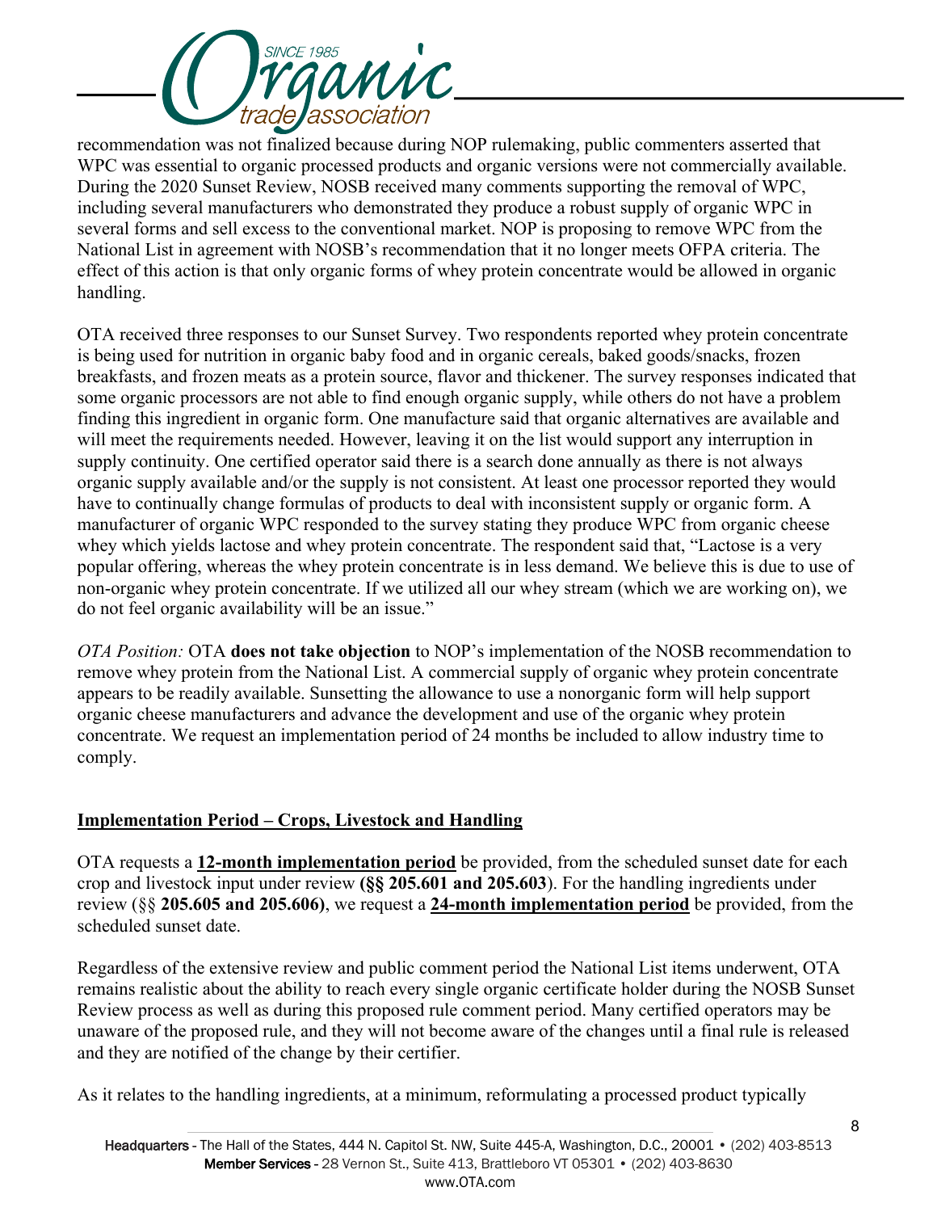recommendation was not finalized because during NOP rulemaking, public commenters asserted that WPC was essential to organic processed products and organic versions were not commercially available. During the 2020 Sunset Review, NOSB received many comments supporting the removal of WPC, including several manufacturers who demonstrated they produce a robust supply of organic WPC in several forms and sell excess to the conventional market. NOP is proposing to remove WPC from the National List in agreement with NOSB's recommendation that it no longer meets OFPA criteria. The effect of this action is that only organic forms of whey protein concentrate would be allowed in organic handling.

OTA received three responses to our Sunset Survey. Two respondents reported whey protein concentrate is being used for nutrition in organic baby food and in organic cereals, baked goods/snacks, frozen breakfasts, and frozen meats as a protein source, flavor and thickener. The survey responses indicated that some organic processors are not able to find enough organic supply, while others do not have a problem finding this ingredient in organic form. One manufacture said that organic alternatives are available and will meet the requirements needed. However, leaving it on the list would support any interruption in supply continuity. One certified operator said there is a search done annually as there is not always organic supply available and/or the supply is not consistent. At least one processor reported they would have to continually change formulas of products to deal with inconsistent supply or organic form. A manufacturer of organic WPC responded to the survey stating they produce WPC from organic cheese whey which yields lactose and whey protein concentrate. The respondent said that, "Lactose is a very popular offering, whereas the whey protein concentrate is in less demand. We believe this is due to use of non-organic whey protein concentrate. If we utilized all our whey stream (which we are working on), we do not feel organic availability will be an issue."

*OTA Position:* OTA **does not take objection** to NOP's implementation of the NOSB recommendation to remove whey protein from the National List. A commercial supply of organic whey protein concentrate appears to be readily available. Sunsetting the allowance to use a nonorganic form will help support organic cheese manufacturers and advance the development and use of the organic whey protein concentrate. We request an implementation period of 24 months be included to allow industry time to comply.

## Implementation Period – Crops, Livestock and Handling

OTA requests a **12-month implementation period** be provided, from the scheduled sunset date for each crop and livestock input under review **(§§ 205.601 and 205.603**). For the handling ingredients under review (§§ **205.605 and 205.606)**, we request a **24-month implementation period** be provided, from the scheduled sunset date.

Regardless of the extensive review and public comment period the National List items underwent, OTA remains realistic about the ability to reach every single organic certificate holder during the NOSB Sunset Review process as well as during this proposed rule comment period. Many certified operators may be unaware of the proposed rule, and they will not become aware of the changes until a final rule is released and they are notified of the change by their certifier.

As it relates to the handling ingredients, at a minimum, reformulating a processed product typically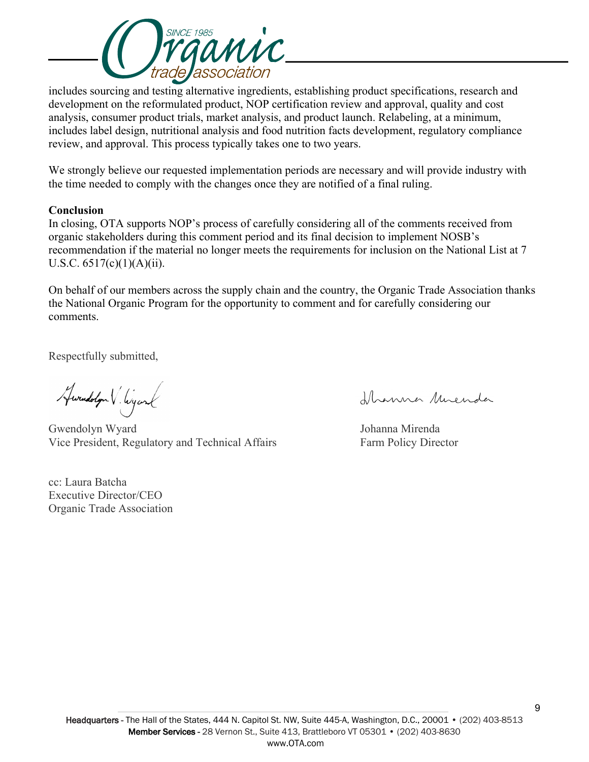includes sourcing and testing alternative ingredients, establishing product specifications, research and development on the reformulated product, NOP certification review and approval, quality and cost analysis, consumer product trials, market analysis, and product launch. Relabeling, at a minimum, includes label design, nutritional analysis and food nutrition facts development, regulatory compliance review, and approval. This process typically takes one to two years.

We strongly believe our requested implementation periods are necessary and will provide industry with the time needed to comply with the changes once they are notified of a final ruling.

**Conclusion**

In closing, OTA supports NOP's process of carefully considering all of the comments received from organic stakeholders during this comment period and its final decision to implement NOSB's recommendation if the material no longer meets the requirements for inclusion on the National List at 7 U.S.C. 6517(c)(1)(A)(ii).

On behalf of our members across the supply chain and the country, the Organic Trade Association thanks the National Organic Program for the opportunity to comment and for carefully considering our comments.

Respectfully submitted,

Gwendolyn Wyard
Vice President, Regulatory and Technical Affairs

Johanna Mirenda
Farm Policy Director

cc: Laura Batcha
Executive Director/CEO
Organic Trade Association